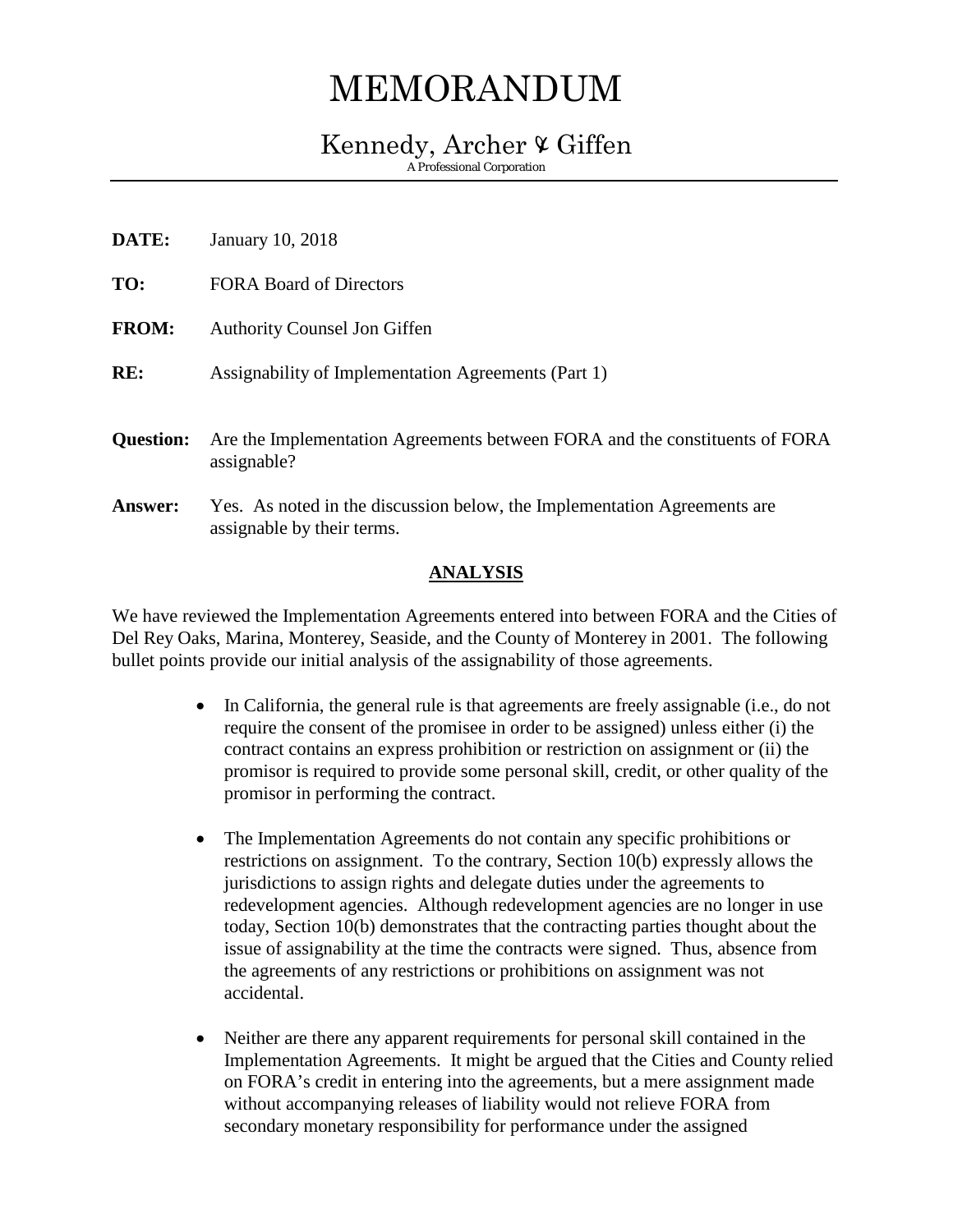# MEMORANDUM

## Kennedy, Archer & Giffen

A Professional Corporation

---

**DATE:** January 10, 2018

**TO:** FORA Board of Directors

**FROM:** Authority Counsel Jon Giffen

**RE:** Assignability of Implementation Agreements (Part 1)

**Question:** Are the Implementation Agreements between FORA and the constituents of FORA assignable?

**Answer:** Yes. As noted in the discussion below, the Implementation Agreements are assignable by their terms.

### ANALYSIS

We have reviewed the Implementation Agreements entered into between FORA and the Cities of Del Rey Oaks, Marina, Monterey, Seaside, and the County of Monterey in 2001. The following bullet points provide our initial analysis of the assignability of those agreements.

- In California, the general rule is that agreements are freely assignable (i.e., do not require the consent of the promisee in order to be assigned) unless either (i) the contract contains an express prohibition or restriction on assignment or (ii) the promisor is required to provide some personal skill, credit, or other quality of the promisor in performing the contract.

- The Implementation Agreements do not contain any specific prohibitions or restrictions on assignment. To the contrary, Section 10(b) expressly allows the jurisdictions to assign rights and delegate duties under the agreements to redevelopment agencies. Although redevelopment agencies are no longer in use today, Section 10(b) demonstrates that the contracting parties thought about the issue of assignability at the time the contracts were signed. Thus, absence from the agreements of any restrictions or prohibitions on assignment was not accidental.

- Neither are there any apparent requirements for personal skill contained in the Implementation Agreements. It might be argued that the Cities and County relied on FORA's credit in entering into the agreements, but a mere assignment made without accompanying releases of liability would not relieve FORA from secondary monetary responsibility for performance under the assigned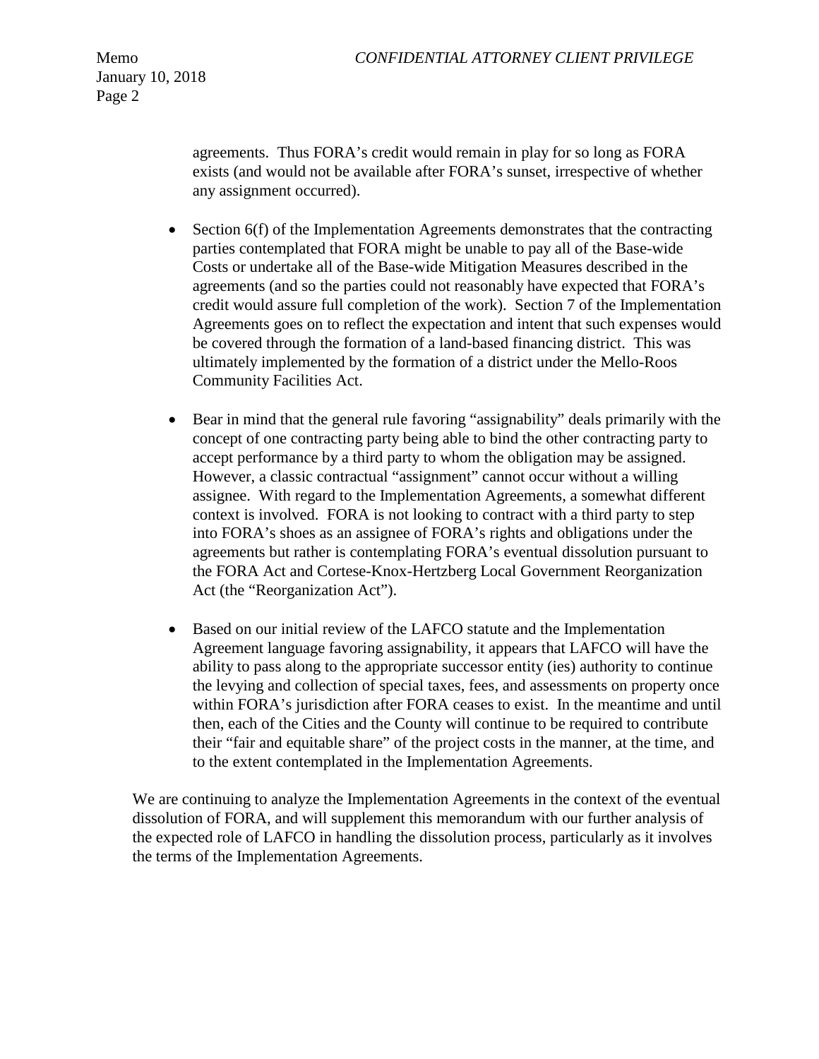agreements. Thus FORA's credit would remain in play for so long as FORA exists (and would not be available after FORA's sunset, irrespective of whether any assignment occurred).

- Section 6(f) of the Implementation Agreements demonstrates that the contracting parties contemplated that FORA might be unable to pay all of the Base-wide Costs or undertake all of the Base-wide Mitigation Measures described in the agreements (and so the parties could not reasonably have expected that FORA's credit would assure full completion of the work). Section 7 of the Implementation Agreements goes on to reflect the expectation and intent that such expenses would be covered through the formation of a land-based financing district. This was ultimately implemented by the formation of a district under the Mello-Roos Community Facilities Act.

- Bear in mind that the general rule favoring "assignability" deals primarily with the concept of one contracting party being able to bind the other contracting party to accept performance by a third party to whom the obligation may be assigned. However, a classic contractual "assignment" cannot occur without a willing assignee. With regard to the Implementation Agreements, a somewhat different context is involved. FORA is not looking to contract with a third party to step into FORA's shoes as an assignee of FORA's rights and obligations under the agreements but rather is contemplating FORA's eventual dissolution pursuant to the FORA Act and Cortese-Knox-Hertzberg Local Government Reorganization Act (the "Reorganization Act").

- Based on our initial review of the LAFCO statute and the Implementation Agreement language favoring assignability, it appears that LAFCO will have the ability to pass along to the appropriate successor entity (ies) authority to continue the levying and collection of special taxes, fees, and assessments on property once within FORA's jurisdiction after FORA ceases to exist. In the meantime and until then, each of the Cities and the County will continue to be required to contribute their "fair and equitable share" of the project costs in the manner, at the time, and to the extent contemplated in the Implementation Agreements.

We are continuing to analyze the Implementation Agreements in the context of the eventual dissolution of FORA, and will supplement this memorandum with our further analysis of the expected role of LAFCO in handling the dissolution process, particularly as it involves the terms of the Implementation Agreements.